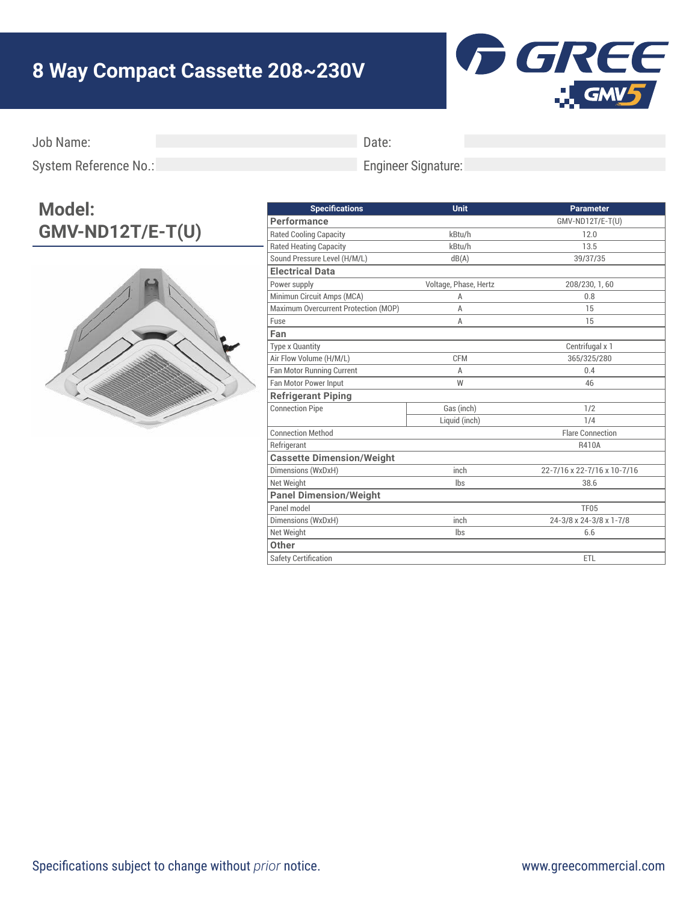# 8 Way Compact Cassette 208~230V

Job Name:

Date:

System Reference No.:

Engineer Signature:

## Model: GMV-ND12T/E-T(U)

| Specifications | Unit | Parameter |
|---|---|---|
| **Performance** | | GMV-ND12T/E-T(U) |
| Rated Cooling Capacity | kBtu/h | 12.0 |
| Rated Heating Capacity | kBtu/h | 13.5 |
| Sound Pressure Level (H/M/L) | dB(A) | 39/37/35 |
| **Electrical Data** | | |
| Power supply | Voltage, Phase, Hertz | 208/230, 1, 60 |
| Minimun Circuit Amps (MCA) | A | 0.8 |
| Maximum Overcurrent Protection (MOP) | A | 15 |
| Fuse | A | 15 |
| **Fan** | | |
| Type x Quantity | | Centrifugal x 1 |
| Air Flow Volume (H/M/L) | CFM | 365/325/280 |
| Fan Motor Running Current | A | 0.4 |
| Fan Motor Power Input | W | 46 |
| **Refrigerant Piping** | | |
| Connection Pipe | Gas (inch) | 1/2 |
| | Liquid (inch) | 1/4 |
| Connection Method | | Flare Connection |
| Refrigerant | | R410A |
| **Cassette Dimension/Weight** | | |
| Dimensions (WxDxH) | inch | 22-7/16 x 22-7/16 x 10-7/16 |
| Net Weight | lbs | 38.6 |
| **Panel Dimension/Weight** | | |
| Panel model | | TF05 |
| Dimensions (WxDxH) | inch | 24-3/8 x 24-3/8 x 1-7/8 |
| Net Weight | lbs | 6.6 |
| **Other** | | |
| Safety Certification | | ETL |

Specifications subject to change without *prior* notice.

www.greecommercial.com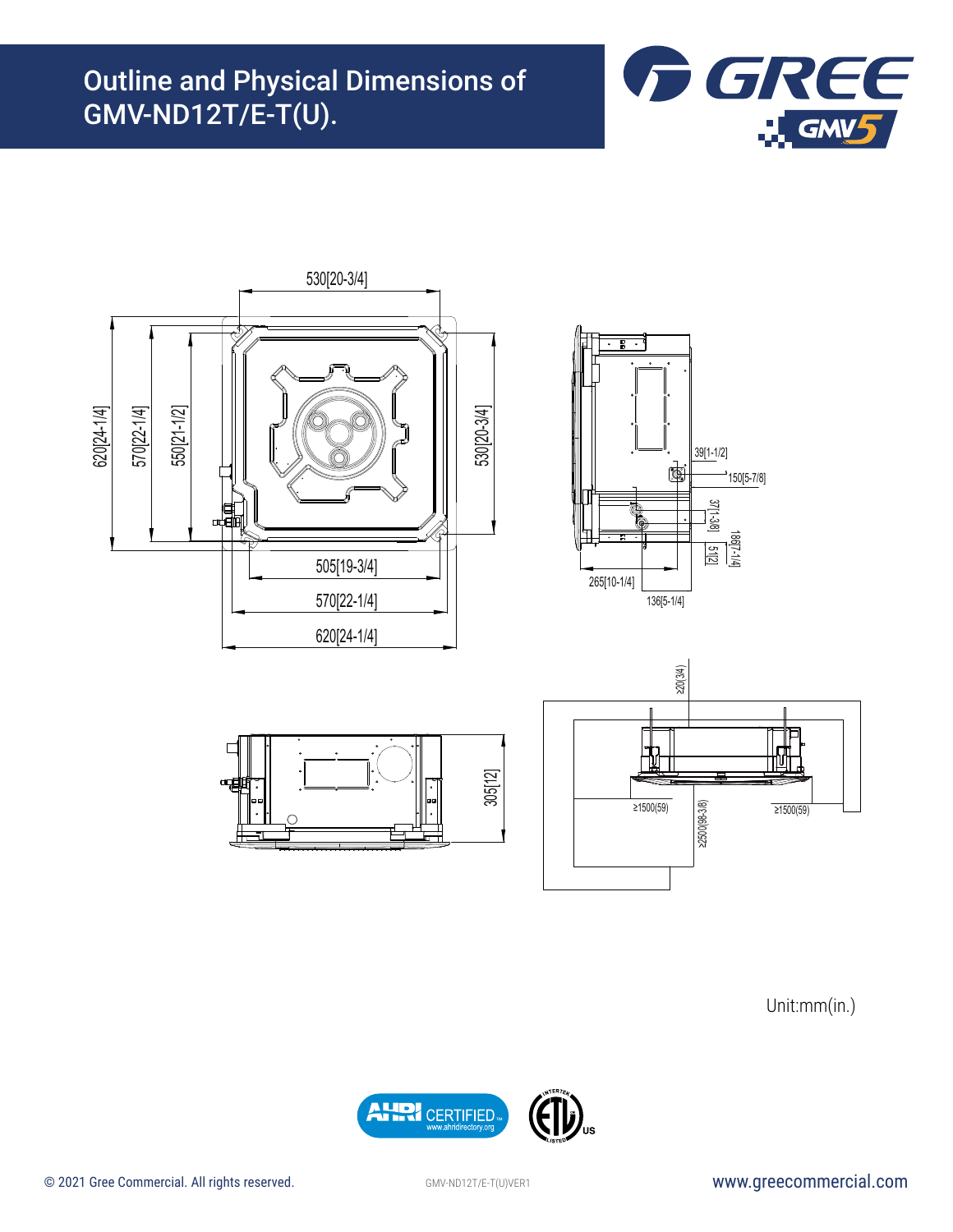# Outline and Physical Dimensions of GMV-ND12T/E-T(U).

530[20-3/4]

620[24-1/4]

570[22-1/4]

550[21-1/2]

530[20-3/4]

505[19-3/4]

570[22-1/4]

620[24-1/4]

39[1-1/2]

150[5-7/8]

37[1-3/8]

188[7-1/4]

51[2]

265[10-1/4]

136[5-1/4]

305[12]

≥20(3/4)

≥1500(59)

≥1500(59)

≥2500(98-3/8)

Unit:mm(in.)

© 2021 Gree Commercial. All rights reserved.

GMV-ND12T/E-T(U)VER1

www.greecommercial.com